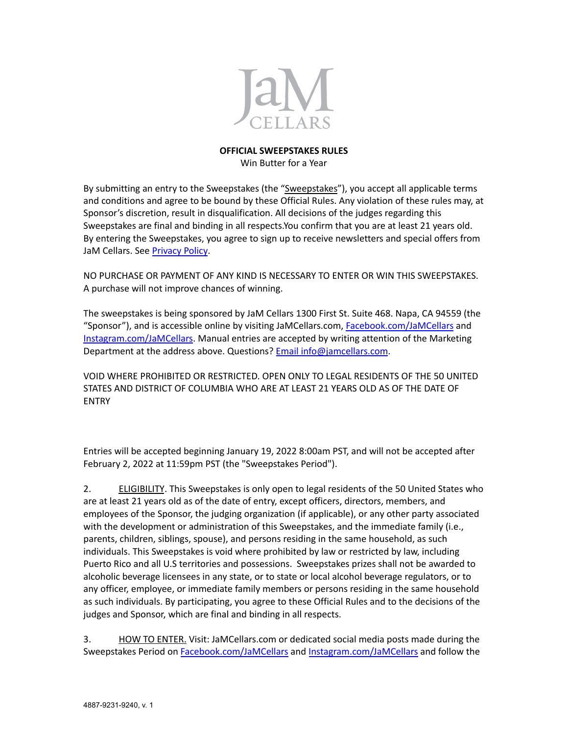JaM CELLARS

**OFFICIAL SWEEPSTAKES RULES**

Win Butter for a Year

By submitting an entry to the Sweepstakes (the "Sweepstakes"), you accept all applicable terms and conditions and agree to be bound by these Official Rules. Any violation of these rules may, at Sponsor's discretion, result in disqualification. All decisions of the judges regarding this Sweepstakes are final and binding in all respects.You confirm that you are at least 21 years old. By entering the Sweepstakes, you agree to sign up to receive newsletters and special offers from JaM Cellars. See [Privacy Policy](Privacy Policy).

NO PURCHASE OR PAYMENT OF ANY KIND IS NECESSARY TO ENTER OR WIN THIS SWEEPSTAKES. A purchase will not improve chances of winning.

The sweepstakes is being sponsored by JaM Cellars 1300 First St. Suite 468. Napa, CA 94559 (the "Sponsor"), and is accessible online by visiting JaMCellars.com, [Facebook.com/JaMCellars](Facebook.com/JaMCellars) and [Instagram.com/JaMCellars](Instagram.com/JaMCellars). Manual entries are accepted by writing attention of the Marketing Department at the address above. Questions? [Email info@jamcellars.com](mailto:info@jamcellars.com).

VOID WHERE PROHIBITED OR RESTRICTED. OPEN ONLY TO LEGAL RESIDENTS OF THE 50 UNITED STATES AND DISTRICT OF COLUMBIA WHO ARE AT LEAST 21 YEARS OLD AS OF THE DATE OF ENTRY

Entries will be accepted beginning January 19, 2022 8:00am PST, and will not be accepted after February 2, 2022 at 11:59pm PST (the "Sweepstakes Period").

2. ELIGIBILITY. This Sweepstakes is only open to legal residents of the 50 United States who are at least 21 years old as of the date of entry, except officers, directors, members, and employees of the Sponsor, the judging organization (if applicable), or any other party associated with the development or administration of this Sweepstakes, and the immediate family (i.e., parents, children, siblings, spouse), and persons residing in the same household, as such individuals. This Sweepstakes is void where prohibited by law or restricted by law, including Puerto Rico and all U.S territories and possessions. Sweepstakes prizes shall not be awarded to alcoholic beverage licensees in any state, or to state or local alcohol beverage regulators, or to any officer, employee, or immediate family members or persons residing in the same household as such individuals. By participating, you agree to these Official Rules and to the decisions of the judges and Sponsor, which are final and binding in all respects.

3. HOW TO ENTER. Visit: JaMCellars.com or dedicated social media posts made during the Sweepstakes Period on [Facebook.com/JaMCellars](Facebook.com/JaMCellars) and [Instagram.com/JaMCellars](Instagram.com/JaMCellars) and follow the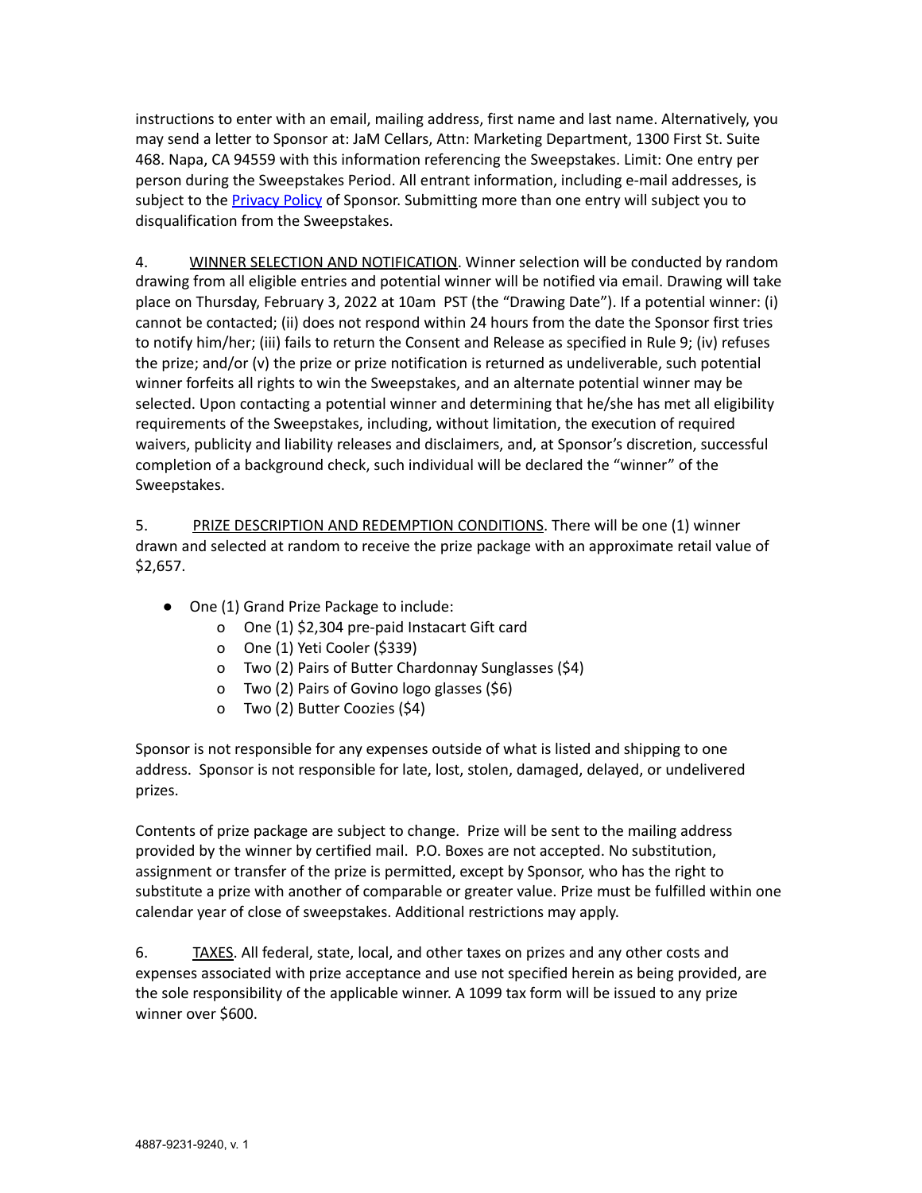instructions to enter with an email, mailing address, first name and last name. Alternatively, you may send a letter to Sponsor at: JaM Cellars, Attn: Marketing Department, 1300 First St. Suite 468. Napa, CA 94559 with this information referencing the Sweepstakes. Limit: One entry per person during the Sweepstakes Period. All entrant information, including e-mail addresses, is subject to the Privacy Policy of Sponsor. Submitting more than one entry will subject you to disqualification from the Sweepstakes.

4. WINNER SELECTION AND NOTIFICATION. Winner selection will be conducted by random drawing from all eligible entries and potential winner will be notified via email. Drawing will take place on Thursday, February 3, 2022 at 10am PST (the "Drawing Date"). If a potential winner: (i) cannot be contacted; (ii) does not respond within 24 hours from the date the Sponsor first tries to notify him/her; (iii) fails to return the Consent and Release as specified in Rule 9; (iv) refuses the prize; and/or (v) the prize or prize notification is returned as undeliverable, such potential winner forfeits all rights to win the Sweepstakes, and an alternate potential winner may be selected. Upon contacting a potential winner and determining that he/she has met all eligibility requirements of the Sweepstakes, including, without limitation, the execution of required waivers, publicity and liability releases and disclaimers, and, at Sponsor's discretion, successful completion of a background check, such individual will be declared the "winner" of the Sweepstakes.

5. PRIZE DESCRIPTION AND REDEMPTION CONDITIONS. There will be one (1) winner drawn and selected at random to receive the prize package with an approximate retail value of $2,657.

- One (1) Grand Prize Package to include:
  - One (1) $2,304 pre-paid Instacart Gift card
  - One (1) Yeti Cooler ($339)
  - Two (2) Pairs of Butter Chardonnay Sunglasses ($4)
  - Two (2) Pairs of Govino logo glasses ($6)
  - Two (2) Butter Coozies ($4)

Sponsor is not responsible for any expenses outside of what is listed and shipping to one address. Sponsor is not responsible for late, lost, stolen, damaged, delayed, or undelivered prizes.

Contents of prize package are subject to change. Prize will be sent to the mailing address provided by the winner by certified mail. P.O. Boxes are not accepted. No substitution, assignment or transfer of the prize is permitted, except by Sponsor, who has the right to substitute a prize with another of comparable or greater value. Prize must be fulfilled within one calendar year of close of sweepstakes. Additional restrictions may apply.

6. TAXES. All federal, state, local, and other taxes on prizes and any other costs and expenses associated with prize acceptance and use not specified herein as being provided, are the sole responsibility of the applicable winner. A 1099 tax form will be issued to any prize winner over $600.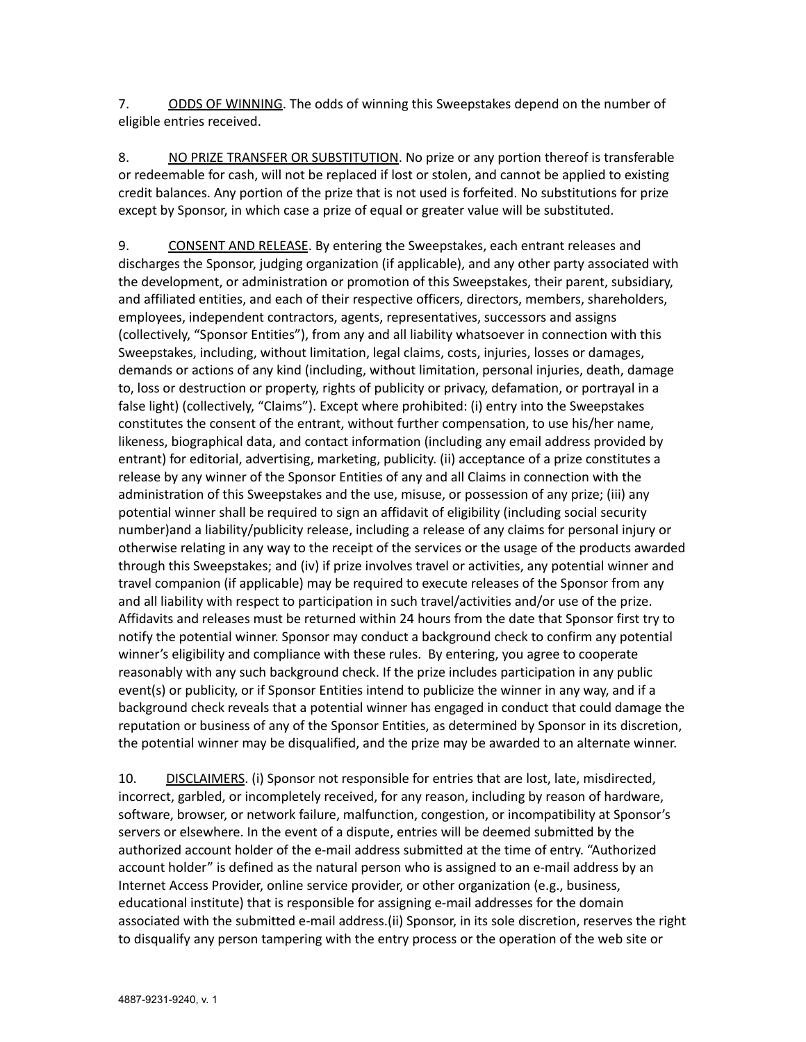7. <u>ODDS OF WINNING</u>. The odds of winning this Sweepstakes depend on the number of eligible entries received.

8. <u>NO PRIZE TRANSFER OR SUBSTITUTION</u>. No prize or any portion thereof is transferable or redeemable for cash, will not be replaced if lost or stolen, and cannot be applied to existing credit balances. Any portion of the prize that is not used is forfeited. No substitutions for prize except by Sponsor, in which case a prize of equal or greater value will be substituted.

9. <u>CONSENT AND RELEASE</u>. By entering the Sweepstakes, each entrant releases and discharges the Sponsor, judging organization (if applicable), and any other party associated with the development, or administration or promotion of this Sweepstakes, their parent, subsidiary, and affiliated entities, and each of their respective officers, directors, members, shareholders, employees, independent contractors, agents, representatives, successors and assigns (collectively, "Sponsor Entities"), from any and all liability whatsoever in connection with this Sweepstakes, including, without limitation, legal claims, costs, injuries, losses or damages, demands or actions of any kind (including, without limitation, personal injuries, death, damage to, loss or destruction or property, rights of publicity or privacy, defamation, or portrayal in a false light) (collectively, "Claims"). Except where prohibited: (i) entry into the Sweepstakes constitutes the consent of the entrant, without further compensation, to use his/her name, likeness, biographical data, and contact information (including any email address provided by entrant) for editorial, advertising, marketing, publicity. (ii) acceptance of a prize constitutes a release by any winner of the Sponsor Entities of any and all Claims in connection with the administration of this Sweepstakes and the use, misuse, or possession of any prize; (iii) any potential winner shall be required to sign an affidavit of eligibility (including social security number)and a liability/publicity release, including a release of any claims for personal injury or otherwise relating in any way to the receipt of the services or the usage of the products awarded through this Sweepstakes; and (iv) if prize involves travel or activities, any potential winner and travel companion (if applicable) may be required to execute releases of the Sponsor from any and all liability with respect to participation in such travel/activities and/or use of the prize. Affidavits and releases must be returned within 24 hours from the date that Sponsor first try to notify the potential winner. Sponsor may conduct a background check to confirm any potential winner's eligibility and compliance with these rules. By entering, you agree to cooperate reasonably with any such background check. If the prize includes participation in any public event(s) or publicity, or if Sponsor Entities intend to publicize the winner in any way, and if a background check reveals that a potential winner has engaged in conduct that could damage the reputation or business of any of the Sponsor Entities, as determined by Sponsor in its discretion, the potential winner may be disqualified, and the prize may be awarded to an alternate winner.

10. <u>DISCLAIMERS</u>. (i) Sponsor not responsible for entries that are lost, late, misdirected, incorrect, garbled, or incompletely received, for any reason, including by reason of hardware, software, browser, or network failure, malfunction, congestion, or incompatibility at Sponsor's servers or elsewhere. In the event of a dispute, entries will be deemed submitted by the authorized account holder of the e-mail address submitted at the time of entry. "Authorized account holder" is defined as the natural person who is assigned to an e-mail address by an Internet Access Provider, online service provider, or other organization (e.g., business, educational institute) that is responsible for assigning e-mail addresses for the domain associated with the submitted e-mail address.(ii) Sponsor, in its sole discretion, reserves the right to disqualify any person tampering with the entry process or the operation of the web site or

4887-9231-9240, v. 1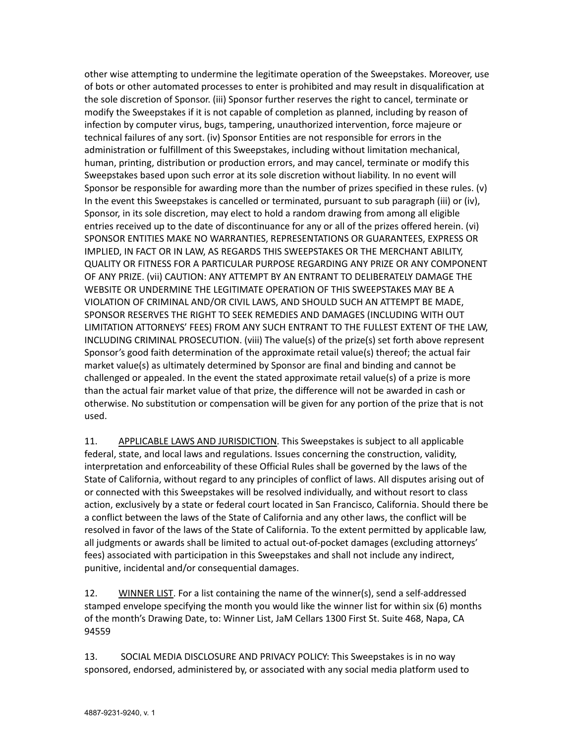other wise attempting to undermine the legitimate operation of the Sweepstakes. Moreover, use of bots or other automated processes to enter is prohibited and may result in disqualification at the sole discretion of Sponsor. (iii) Sponsor further reserves the right to cancel, terminate or modify the Sweepstakes if it is not capable of completion as planned, including by reason of infection by computer virus, bugs, tampering, unauthorized intervention, force majeure or technical failures of any sort. (iv) Sponsor Entities are not responsible for errors in the administration or fulfillment of this Sweepstakes, including without limitation mechanical, human, printing, distribution or production errors, and may cancel, terminate or modify this Sweepstakes based upon such error at its sole discretion without liability. In no event will Sponsor be responsible for awarding more than the number of prizes specified in these rules. (v) In the event this Sweepstakes is cancelled or terminated, pursuant to sub paragraph (iii) or (iv), Sponsor, in its sole discretion, may elect to hold a random drawing from among all eligible entries received up to the date of discontinuance for any or all of the prizes offered herein. (vi) SPONSOR ENTITIES MAKE NO WARRANTIES, REPRESENTATIONS OR GUARANTEES, EXPRESS OR IMPLIED, IN FACT OR IN LAW, AS REGARDS THIS SWEEPSTAKES OR THE MERCHANT ABILITY, QUALITY OR FITNESS FOR A PARTICULAR PURPOSE REGARDING ANY PRIZE OR ANY COMPONENT OF ANY PRIZE. (vii) CAUTION: ANY ATTEMPT BY AN ENTRANT TO DELIBERATELY DAMAGE THE WEBSITE OR UNDERMINE THE LEGITIMATE OPERATION OF THIS SWEEPSTAKES MAY BE A VIOLATION OF CRIMINAL AND/OR CIVIL LAWS, AND SHOULD SUCH AN ATTEMPT BE MADE, SPONSOR RESERVES THE RIGHT TO SEEK REMEDIES AND DAMAGES (INCLUDING WITH OUT LIMITATION ATTORNEYS' FEES) FROM ANY SUCH ENTRANT TO THE FULLEST EXTENT OF THE LAW, INCLUDING CRIMINAL PROSECUTION. (viii) The value(s) of the prize(s) set forth above represent Sponsor's good faith determination of the approximate retail value(s) thereof; the actual fair market value(s) as ultimately determined by Sponsor are final and binding and cannot be challenged or appealed. In the event the stated approximate retail value(s) of a prize is more than the actual fair market value of that prize, the difference will not be awarded in cash or otherwise. No substitution or compensation will be given for any portion of the prize that is not used.

11. APPLICABLE LAWS AND JURISDICTION. This Sweepstakes is subject to all applicable federal, state, and local laws and regulations. Issues concerning the construction, validity, interpretation and enforceability of these Official Rules shall be governed by the laws of the State of California, without regard to any principles of conflict of laws. All disputes arising out of or connected with this Sweepstakes will be resolved individually, and without resort to class action, exclusively by a state or federal court located in San Francisco, California. Should there be a conflict between the laws of the State of California and any other laws, the conflict will be resolved in favor of the laws of the State of California. To the extent permitted by applicable law, all judgments or awards shall be limited to actual out-of-pocket damages (excluding attorneys' fees) associated with participation in this Sweepstakes and shall not include any indirect, punitive, incidental and/or consequential damages.

12. WINNER LIST. For a list containing the name of the winner(s), send a self-addressed stamped envelope specifying the month you would like the winner list for within six (6) months of the month's Drawing Date, to: Winner List, JaM Cellars 1300 First St. Suite 468, Napa, CA 94559

13. SOCIAL MEDIA DISCLOSURE AND PRIVACY POLICY: This Sweepstakes is in no way sponsored, endorsed, administered by, or associated with any social media platform used to

4887-9231-9240, v. 1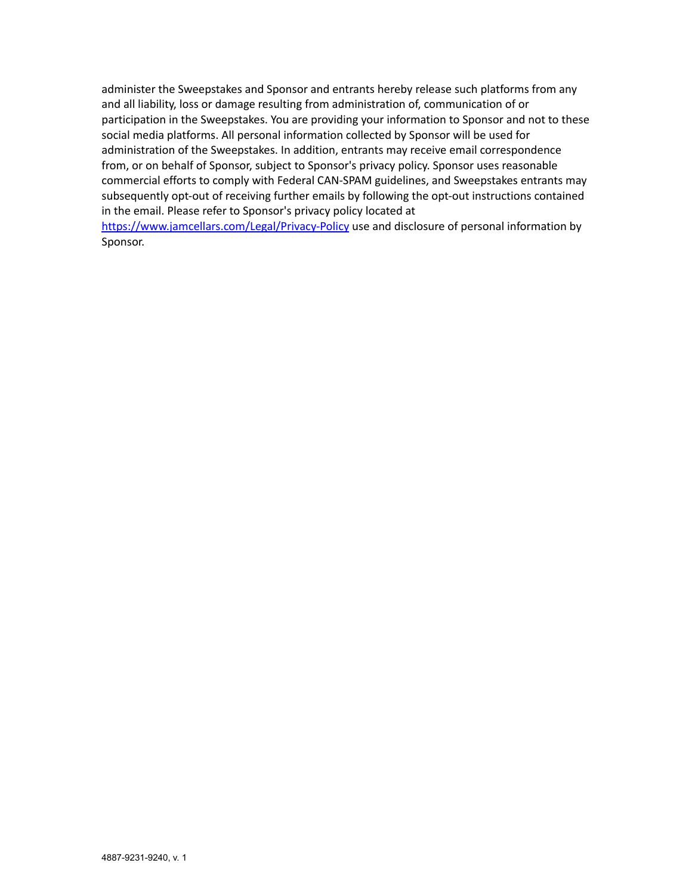administer the Sweepstakes and Sponsor and entrants hereby release such platforms from any and all liability, loss or damage resulting from administration of, communication of or participation in the Sweepstakes. You are providing your information to Sponsor and not to these social media platforms. All personal information collected by Sponsor will be used for administration of the Sweepstakes. In addition, entrants may receive email correspondence from, or on behalf of Sponsor, subject to Sponsor's privacy policy. Sponsor uses reasonable commercial efforts to comply with Federal CAN-SPAM guidelines, and Sweepstakes entrants may subsequently opt-out of receiving further emails by following the opt-out instructions contained in the email. Please refer to Sponsor's privacy policy located at [https://www.jamcellars.com/Legal/Privacy-Policy](https://www.jamcellars.com/Legal/Privacy-Policy) use and disclosure of personal information by Sponsor.

4887-9231-9240, v. 1